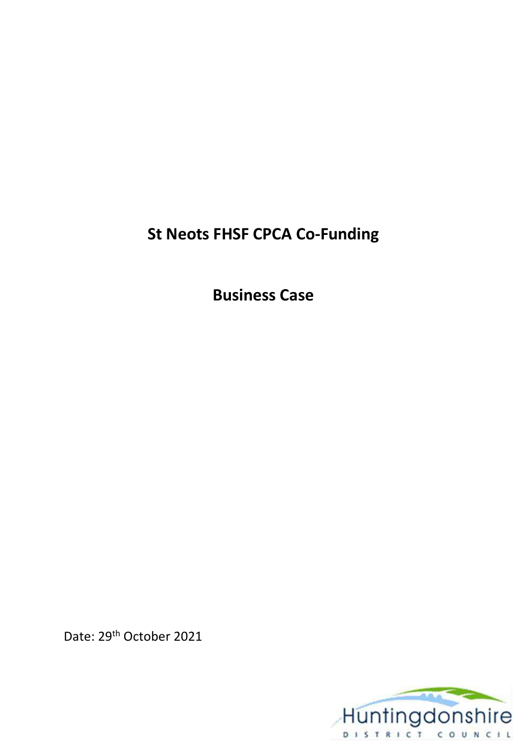# St Neots FHSF CPCA Co-Funding

## Business Case

Date: 29th October 2021

Huntingdonshire DISTRICT COUNCIL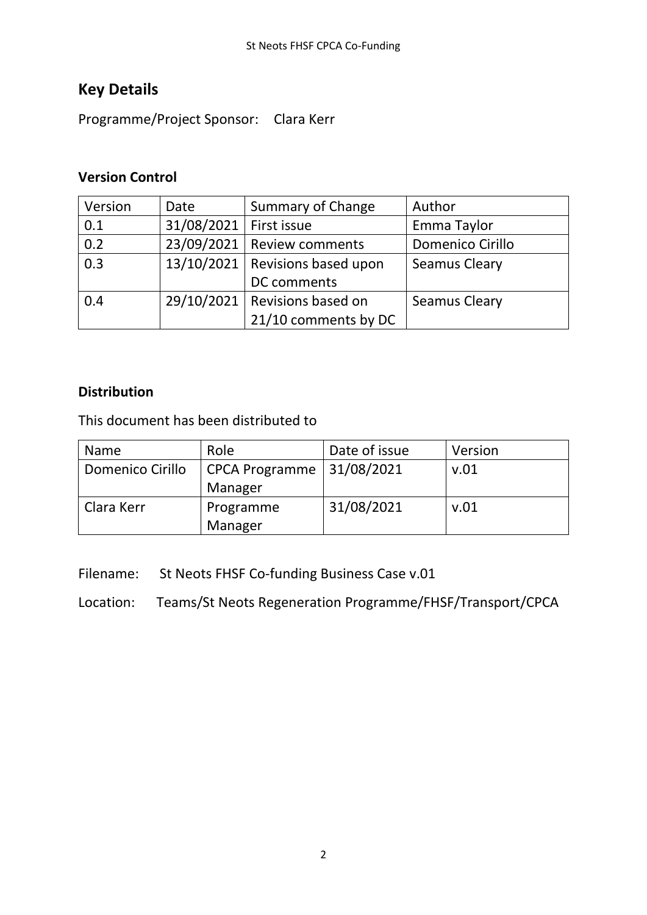## Key Details

Programme/Project Sponsor: Clara Kerr

### Version Control

| Version | Date | Summary of Change | Author |
|---|---|---|---|
| 0.1 | 31/08/2021 | First issue | Emma Taylor |
| 0.2 | 23/09/2021 | Review comments | Domenico Cirillo |
| 0.3 | 13/10/2021 | Revisions based upon DC comments | Seamus Cleary |
| 0.4 | 29/10/2021 | Revisions based on 21/10 comments by DC | Seamus Cleary |

### Distribution

This document has been distributed to

| Name | Role | Date of issue | Version |
|---|---|---|---|
| Domenico Cirillo | CPCA Programme Manager | 31/08/2021 | v.01 |
| Clara Kerr | Programme Manager | 31/08/2021 | v.01 |

Filename: St Neots FHSF Co-funding Business Case v.01

Location: Teams/St Neots Regeneration Programme/FHSF/Transport/CPCA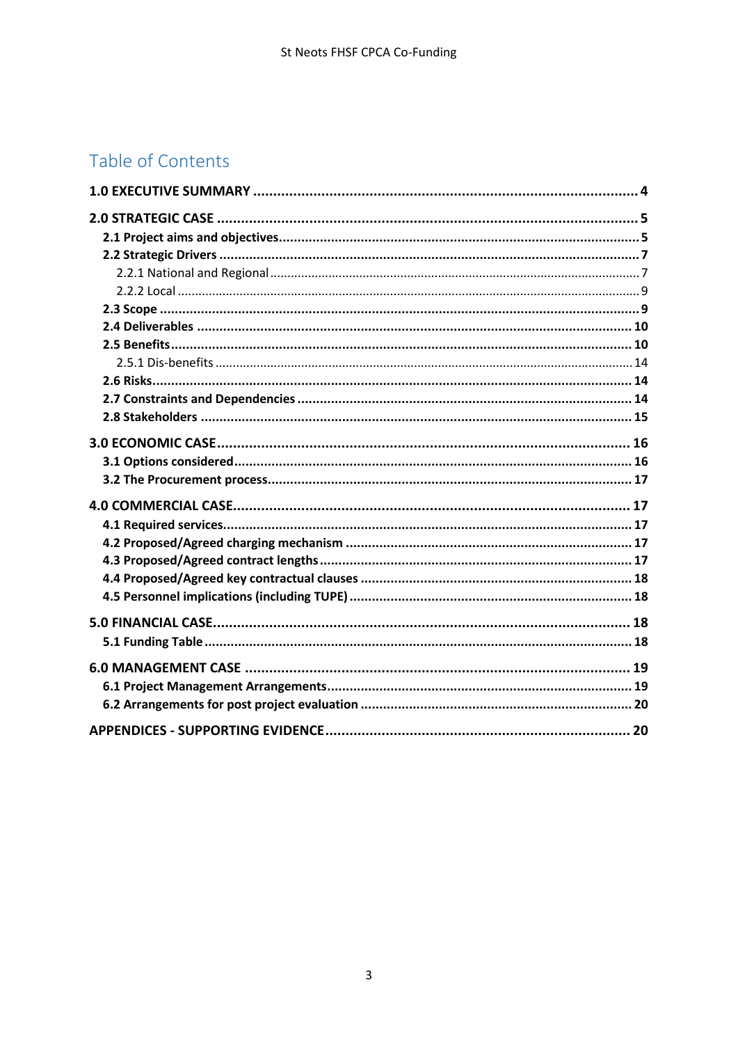# Table of Contents

**1.0 EXECUTIVE SUMMARY** ........ **4**

**2.0 STRATEGIC CASE** ........ **5**

- **2.1 Project aims and objectives** ........ **5**
- **2.2 Strategic Drivers** ........ **7**
  - 2.2.1 National and Regional ........ 7
  - 2.2.2 Local ........ 9
- **2.3 Scope** ........ **9**
- **2.4 Deliverables** ........ **10**
- **2.5 Benefits** ........ **10**
  - 2.5.1 Dis-benefits ........ 14
- **2.6 Risks** ........ **14**
- **2.7 Constraints and Dependencies** ........ **14**
- **2.8 Stakeholders** ........ **15**

**3.0 ECONOMIC CASE** ........ **16**

- **3.1 Options considered** ........ **16**
- **3.2 The Procurement process** ........ **17**

**4.0 COMMERCIAL CASE** ........ **17**

- **4.1 Required services** ........ **17**
- **4.2 Proposed/Agreed charging mechanism** ........ **17**
- **4.3 Proposed/Agreed contract lengths** ........ **17**
- **4.4 Proposed/Agreed key contractual clauses** ........ **18**
- **4.5 Personnel implications (including TUPE)** ........ **18**

**5.0 FINANCIAL CASE** ........ **18**

- **5.1 Funding Table** ........ **18**

**6.0 MANAGEMENT CASE** ........ **19**

- **6.1 Project Management Arrangements** ........ **19**
- **6.2 Arrangements for post project evaluation** ........ **20**

**APPENDICES - SUPPORTING EVIDENCE** ........ **20**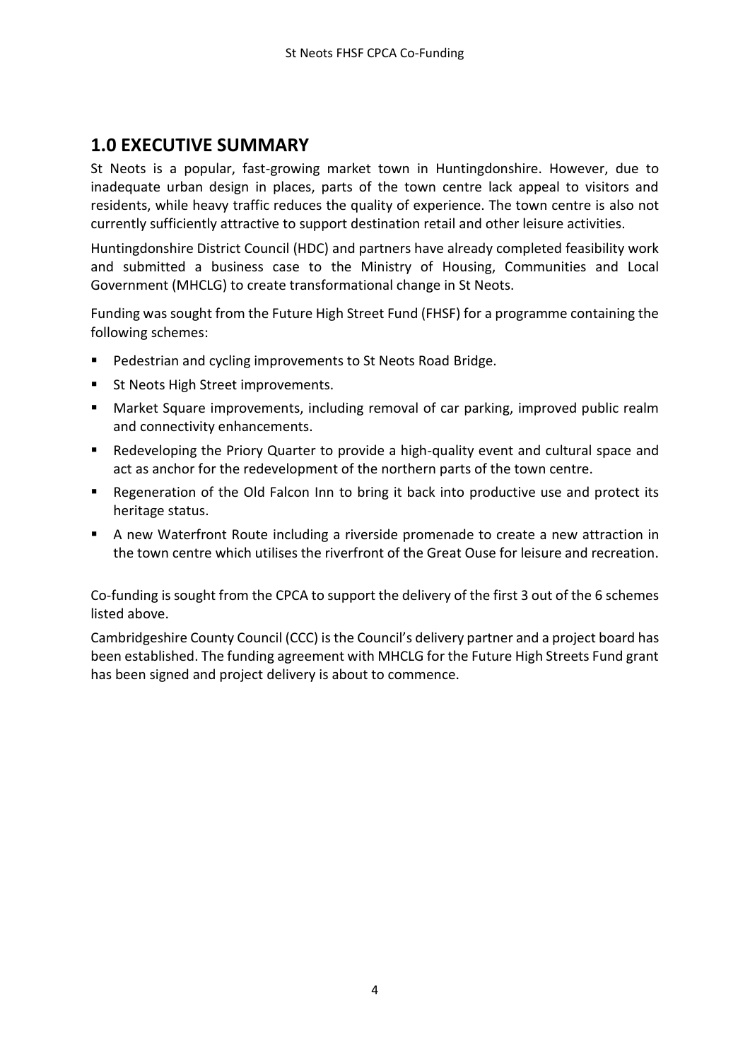## 1.0 EXECUTIVE SUMMARY

St Neots is a popular, fast-growing market town in Huntingdonshire. However, due to inadequate urban design in places, parts of the town centre lack appeal to visitors and residents, while heavy traffic reduces the quality of experience. The town centre is also not currently sufficiently attractive to support destination retail and other leisure activities.

Huntingdonshire District Council (HDC) and partners have already completed feasibility work and submitted a business case to the Ministry of Housing, Communities and Local Government (MHCLG) to create transformational change in St Neots.

Funding was sought from the Future High Street Fund (FHSF) for a programme containing the following schemes:

- Pedestrian and cycling improvements to St Neots Road Bridge.
- St Neots High Street improvements.
- Market Square improvements, including removal of car parking, improved public realm and connectivity enhancements.
- Redeveloping the Priory Quarter to provide a high-quality event and cultural space and act as anchor for the redevelopment of the northern parts of the town centre.
- Regeneration of the Old Falcon Inn to bring it back into productive use and protect its heritage status.
- A new Waterfront Route including a riverside promenade to create a new attraction in the town centre which utilises the riverfront of the Great Ouse for leisure and recreation.

Co-funding is sought from the CPCA to support the delivery of the first 3 out of the 6 schemes listed above.

Cambridgeshire County Council (CCC) is the Council's delivery partner and a project board has been established. The funding agreement with MHCLG for the Future High Streets Fund grant has been signed and project delivery is about to commence.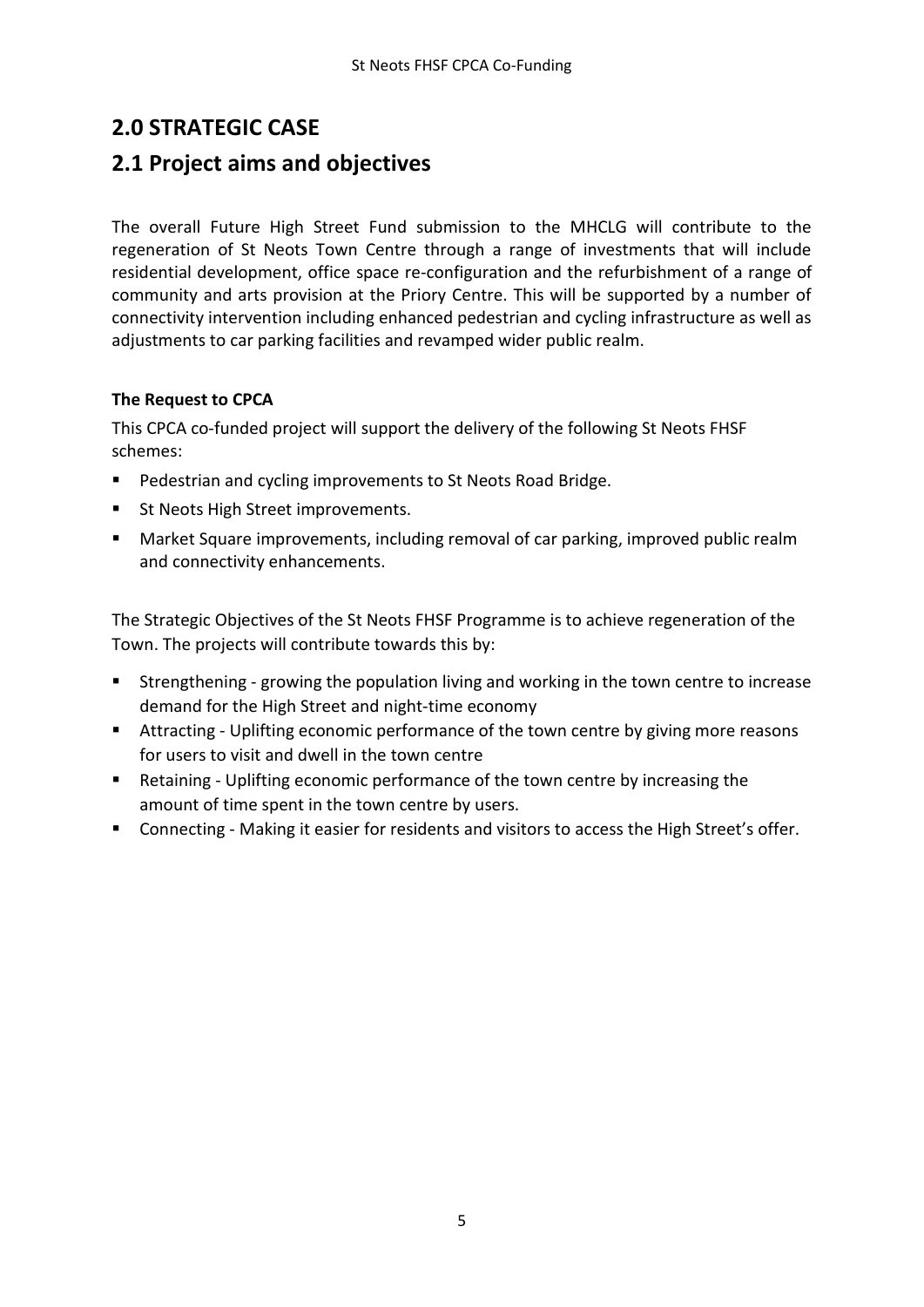## 2.0 STRATEGIC CASE

## 2.1 Project aims and objectives

The overall Future High Street Fund submission to the MHCLG will contribute to the regeneration of St Neots Town Centre through a range of investments that will include residential development, office space re-configuration and the refurbishment of a range of community and arts provision at the Priory Centre. This will be supported by a number of connectivity intervention including enhanced pedestrian and cycling infrastructure as well as adjustments to car parking facilities and revamped wider public realm.

**The Request to CPCA**

This CPCA co-funded project will support the delivery of the following St Neots FHSF schemes:

- Pedestrian and cycling improvements to St Neots Road Bridge.
- St Neots High Street improvements.
- Market Square improvements, including removal of car parking, improved public realm and connectivity enhancements.

The Strategic Objectives of the St Neots FHSF Programme is to achieve regeneration of the Town. The projects will contribute towards this by:

- Strengthening - growing the population living and working in the town centre to increase demand for the High Street and night-time economy
- Attracting - Uplifting economic performance of the town centre by giving more reasons for users to visit and dwell in the town centre
- Retaining - Uplifting economic performance of the town centre by increasing the amount of time spent in the town centre by users.
- Connecting - Making it easier for residents and visitors to access the High Street's offer.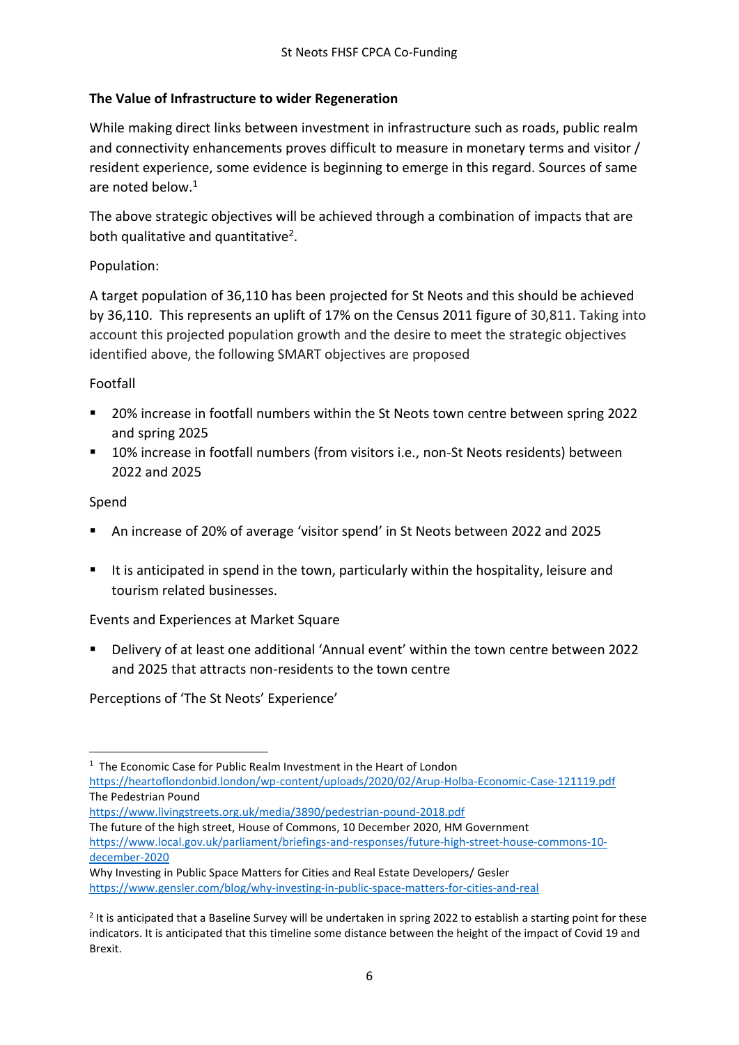**The Value of Infrastructure to wider Regeneration**

While making direct links between investment in infrastructure such as roads, public realm and connectivity enhancements proves difficult to measure in monetary terms and visitor / resident experience, some evidence is beginning to emerge in this regard. Sources of same are noted below.[1]

The above strategic objectives will be achieved through a combination of impacts that are both qualitative and quantitative[2].

Population:

A target population of 36,110 has been projected for St Neots and this should be achieved by 36,110. This represents an uplift of 17% on the Census 2011 figure of 30,811. Taking into account this projected population growth and the desire to meet the strategic objectives identified above, the following SMART objectives are proposed

Footfall

- 20% increase in footfall numbers within the St Neots town centre between spring 2022 and spring 2025
- 10% increase in footfall numbers (from visitors i.e., non-St Neots residents) between 2022 and 2025

Spend

- An increase of 20% of average 'visitor spend' in St Neots between 2022 and 2025
- It is anticipated in spend in the town, particularly within the hospitality, leisure and tourism related businesses.

Events and Experiences at Market Square

- Delivery of at least one additional 'Annual event' within the town centre between 2022 and 2025 that attracts non-residents to the town centre

Perceptions of 'The St Neots' Experience'

---

[1] The Economic Case for Public Realm Investment in the Heart of London
https://heartoflondonbid.london/wp-content/uploads/2020/02/Arup-Holba-Economic-Case-121119.pdf
The Pedestrian Pound
https://www.livingstreets.org.uk/media/3890/pedestrian-pound-2018.pdf
The future of the high street, House of Commons, 10 December 2020, HM Government
https://www.local.gov.uk/parliament/briefings-and-responses/future-high-street-house-commons-10-december-2020
Why Investing in Public Space Matters for Cities and Real Estate Developers/ Gesler
https://www.gensler.com/blog/why-investing-in-public-space-matters-for-cities-and-real

[2] It is anticipated that a Baseline Survey will be undertaken in spring 2022 to establish a starting point for these indicators. It is anticipated that this timeline some distance between the height of the impact of Covid 19 and Brexit.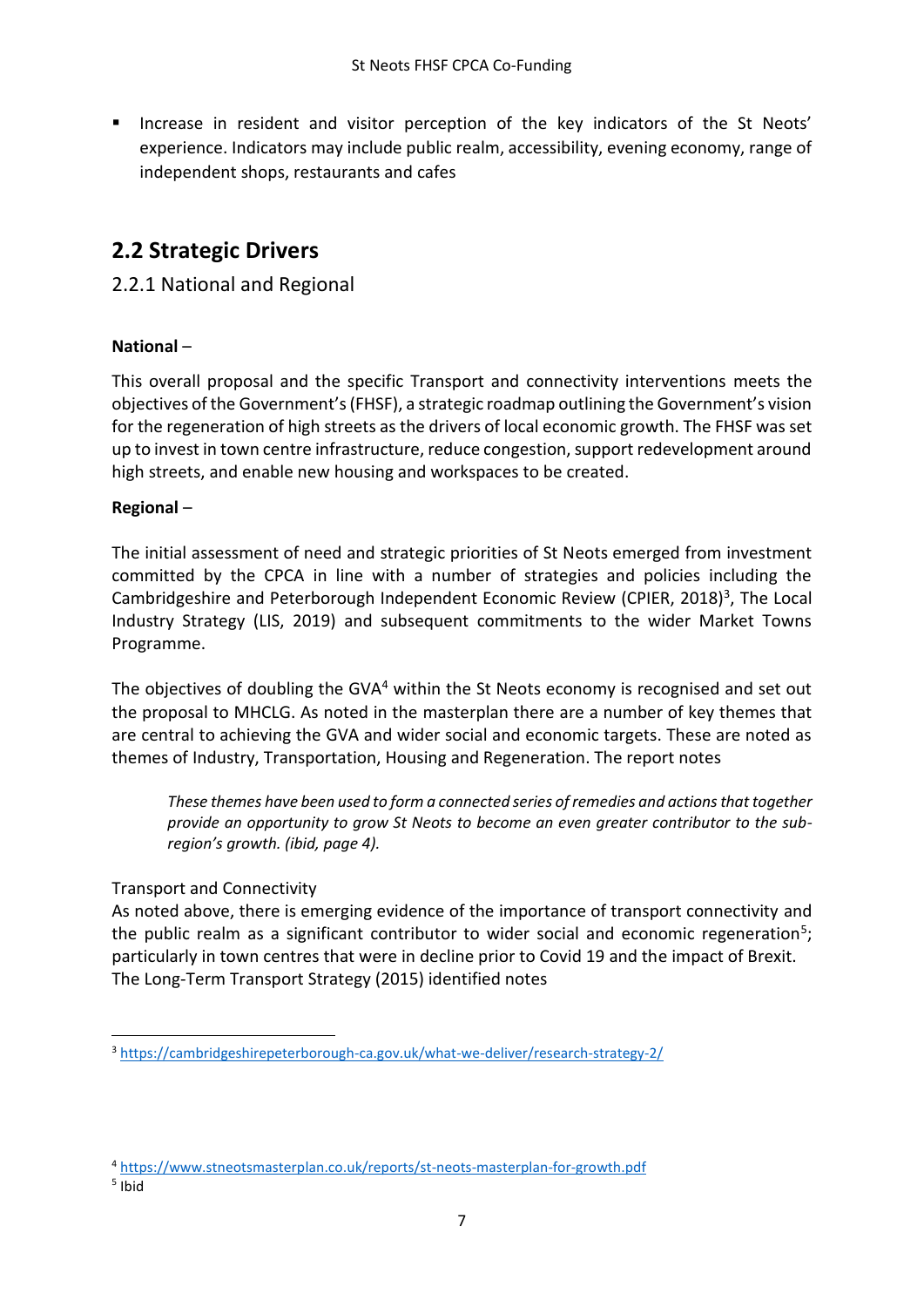- Increase in resident and visitor perception of the key indicators of the St Neots' experience. Indicators may include public realm, accessibility, evening economy, range of independent shops, restaurants and cafes

## 2.2 Strategic Drivers

### 2.2.1 National and Regional

**National** –

This overall proposal and the specific Transport and connectivity interventions meets the objectives of the Government's (FHSF), a strategic roadmap outlining the Government's vision for the regeneration of high streets as the drivers of local economic growth. The FHSF was set up to invest in town centre infrastructure, reduce congestion, support redevelopment around high streets, and enable new housing and workspaces to be created.

**Regional** –

The initial assessment of need and strategic priorities of St Neots emerged from investment committed by the CPCA in line with a number of strategies and policies including the Cambridgeshire and Peterborough Independent Economic Review (CPIER, 2018)[3], The Local Industry Strategy (LIS, 2019) and subsequent commitments to the wider Market Towns Programme.

The objectives of doubling the GVA[4] within the St Neots economy is recognised and set out the proposal to MHCLG. As noted in the masterplan there are a number of key themes that are central to achieving the GVA and wider social and economic targets. These are noted as themes of Industry, Transportation, Housing and Regeneration. The report notes

> *These themes have been used to form a connected series of remedies and actions that together provide an opportunity to grow St Neots to become an even greater contributor to the sub-region's growth. (ibid, page 4).*

Transport and Connectivity

As noted above, there is emerging evidence of the importance of transport connectivity and the public realm as a significant contributor to wider social and economic regeneration[5]; particularly in town centres that were in decline prior to Covid 19 and the impact of Brexit. The Long-Term Transport Strategy (2015) identified notes

[3] https://cambridgeshirepeterborough-ca.gov.uk/what-we-deliver/research-strategy-2/

[4] https://www.stneotsmasterplan.co.uk/reports/st-neots-masterplan-for-growth.pdf

[5] Ibid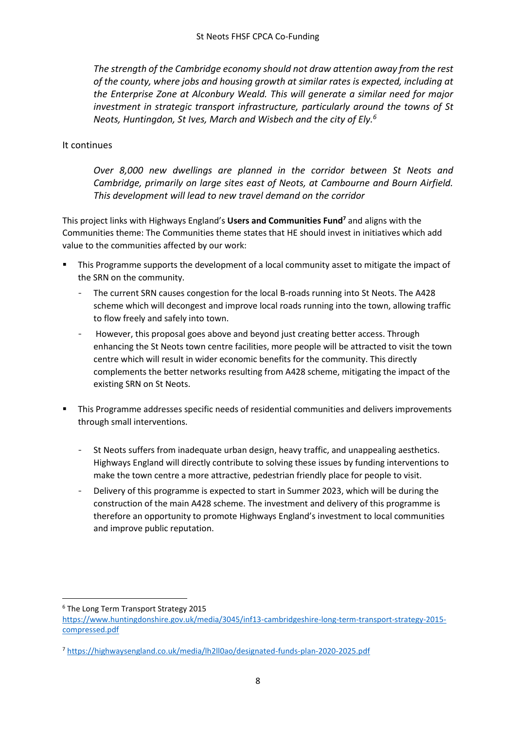> *The strength of the Cambridge economy should not draw attention away from the rest of the county, where jobs and housing growth at similar rates is expected, including at the Enterprise Zone at Alconbury Weald. This will generate a similar need for major investment in strategic transport infrastructure, particularly around the towns of St Neots, Huntingdon, St Ives, March and Wisbech and the city of Ely.*[6]

It continues

> *Over 8,000 new dwellings are planned in the corridor between St Neots and Cambridge, primarily on large sites east of Neots, at Cambourne and Bourn Airfield. This development will lead to new travel demand on the corridor*

This project links with Highways England's **Users and Communities Fund**[7] and aligns with the Communities theme: The Communities theme states that HE should invest in initiatives which add value to the communities affected by our work:

- This Programme supports the development of a local community asset to mitigate the impact of the SRN on the community.
  - The current SRN causes congestion for the local B-roads running into St Neots. The A428 scheme which will decongest and improve local roads running into the town, allowing traffic to flow freely and safely into town.
  - However, this proposal goes above and beyond just creating better access. Through enhancing the St Neots town centre facilities, more people will be attracted to visit the town centre which will result in wider economic benefits for the community. This directly complements the better networks resulting from A428 scheme, mitigating the impact of the existing SRN on St Neots.

- This Programme addresses specific needs of residential communities and delivers improvements through small interventions.
  - St Neots suffers from inadequate urban design, heavy traffic, and unappealing aesthetics. Highways England will directly contribute to solving these issues by funding interventions to make the town centre a more attractive, pedestrian friendly place for people to visit.
  - Delivery of this programme is expected to start in Summer 2023, which will be during the construction of the main A428 scheme. The investment and delivery of this programme is therefore an opportunity to promote Highways England's investment to local communities and improve public reputation.

---

[6] The Long Term Transport Strategy 2015 https://www.huntingdonshire.gov.uk/media/3045/inf13-cambridgeshire-long-term-transport-strategy-2015-compressed.pdf

[7] https://highwaysengland.co.uk/media/lh2ll0ao/designated-funds-plan-2020-2025.pdf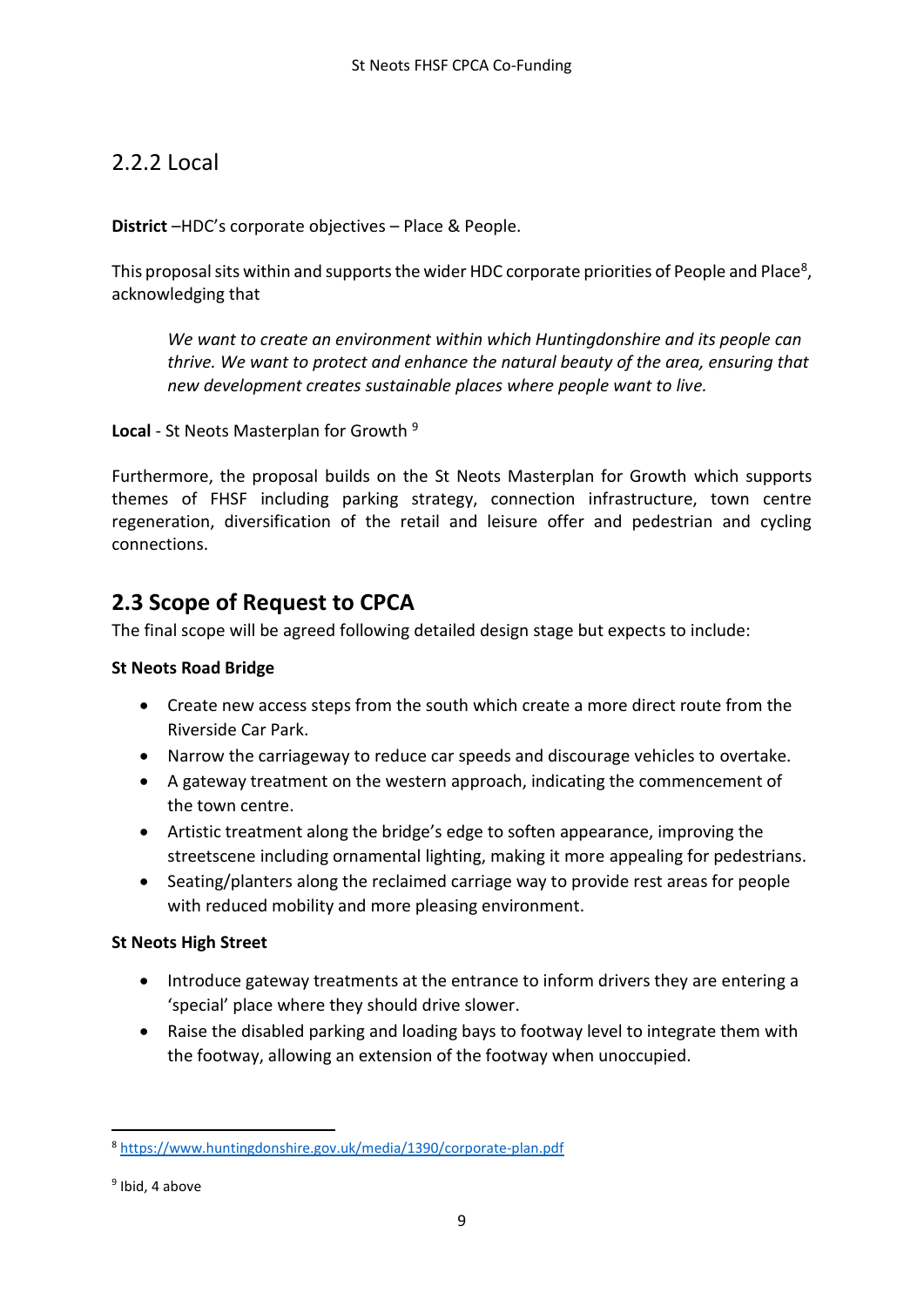### 2.2.2 Local

**District** –HDC's corporate objectives – Place & People.

This proposal sits within and supports the wider HDC corporate priorities of People and Place[8], acknowledging that

> *We want to create an environment within which Huntingdonshire and its people can thrive. We want to protect and enhance the natural beauty of the area, ensuring that new development creates sustainable places where people want to live.*

**Local** - St Neots Masterplan for Growth [9]

Furthermore, the proposal builds on the St Neots Masterplan for Growth which supports themes of FHSF including parking strategy, connection infrastructure, town centre regeneration, diversification of the retail and leisure offer and pedestrian and cycling connections.

## 2.3 Scope of Request to CPCA

The final scope will be agreed following detailed design stage but expects to include:

**St Neots Road Bridge**

- Create new access steps from the south which create a more direct route from the Riverside Car Park.
- Narrow the carriageway to reduce car speeds and discourage vehicles to overtake.
- A gateway treatment on the western approach, indicating the commencement of the town centre.
- Artistic treatment along the bridge's edge to soften appearance, improving the streetscene including ornamental lighting, making it more appealing for pedestrians.
- Seating/planters along the reclaimed carriage way to provide rest areas for people with reduced mobility and more pleasing environment.

**St Neots High Street**

- Introduce gateway treatments at the entrance to inform drivers they are entering a 'special' place where they should drive slower.
- Raise the disabled parking and loading bays to footway level to integrate them with the footway, allowing an extension of the footway when unoccupied.

---

[8] https://www.huntingdonshire.gov.uk/media/1390/corporate-plan.pdf

[9] Ibid, 4 above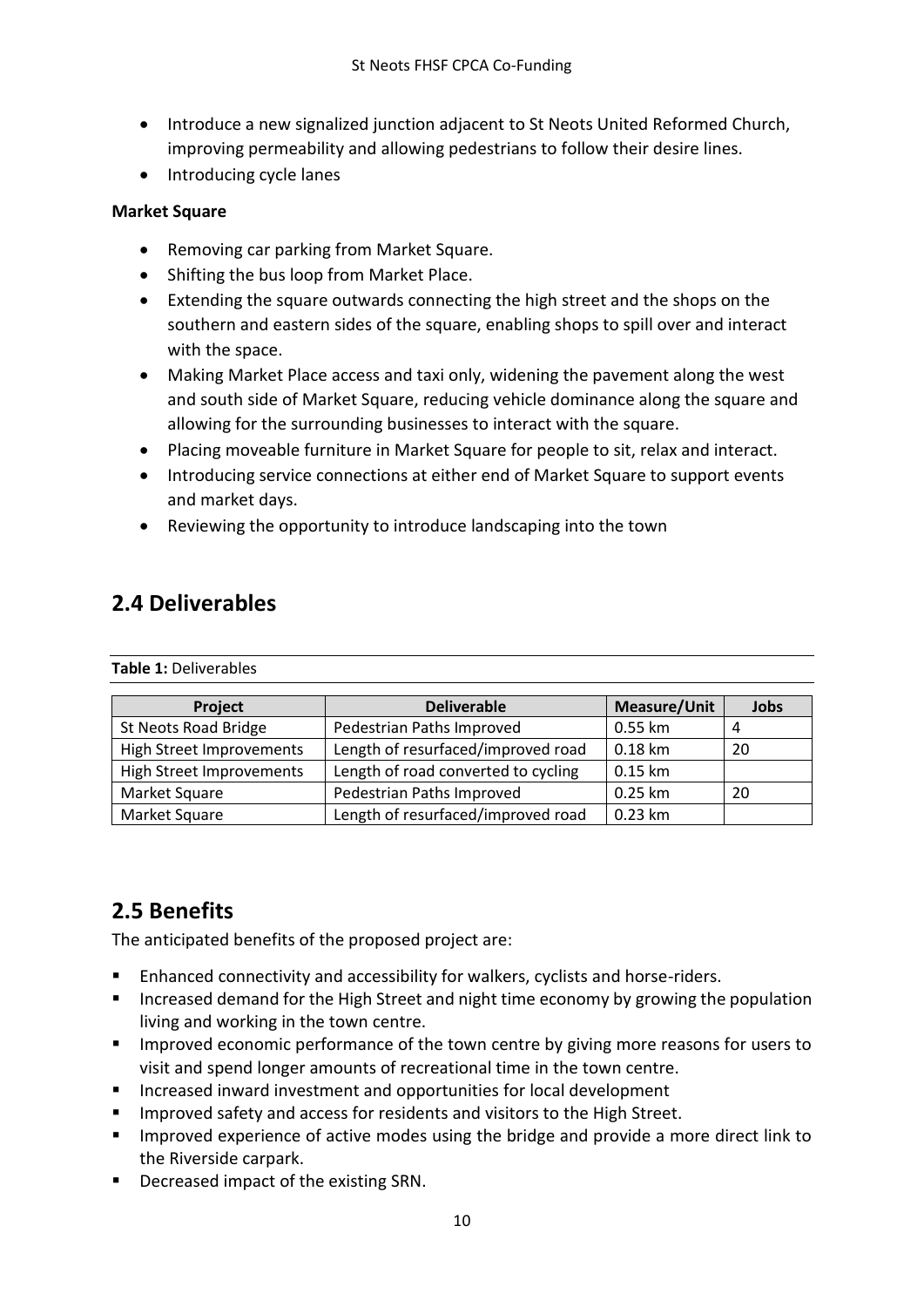- Introduce a new signalized junction adjacent to St Neots United Reformed Church, improving permeability and allowing pedestrians to follow their desire lines.
- Introducing cycle lanes

**Market Square**

- Removing car parking from Market Square.
- Shifting the bus loop from Market Place.
- Extending the square outwards connecting the high street and the shops on the southern and eastern sides of the square, enabling shops to spill over and interact with the space.
- Making Market Place access and taxi only, widening the pavement along the west and south side of Market Square, reducing vehicle dominance along the square and allowing for the surrounding businesses to interact with the square.
- Placing moveable furniture in Market Square for people to sit, relax and interact.
- Introducing service connections at either end of Market Square to support events and market days.
- Reviewing the opportunity to introduce landscaping into the town

## 2.4 Deliverables

**Table 1:** Deliverables

| Project | Deliverable | Measure/Unit | Jobs |
|---|---|---|---|
| St Neots Road Bridge | Pedestrian Paths Improved | 0.55 km | 4 |
| High Street Improvements | Length of resurfaced/improved road | 0.18 km | 20 |
| High Street Improvements | Length of road converted to cycling | 0.15 km | |
| Market Square | Pedestrian Paths Improved | 0.25 km | 20 |
| Market Square | Length of resurfaced/improved road | 0.23 km | |

## 2.5 Benefits

The anticipated benefits of the proposed project are:

- Enhanced connectivity and accessibility for walkers, cyclists and horse-riders.
- Increased demand for the High Street and night time economy by growing the population living and working in the town centre.
- Improved economic performance of the town centre by giving more reasons for users to visit and spend longer amounts of recreational time in the town centre.
- Increased inward investment and opportunities for local development
- Improved safety and access for residents and visitors to the High Street.
- Improved experience of active modes using the bridge and provide a more direct link to the Riverside carpark.
- Decreased impact of the existing SRN.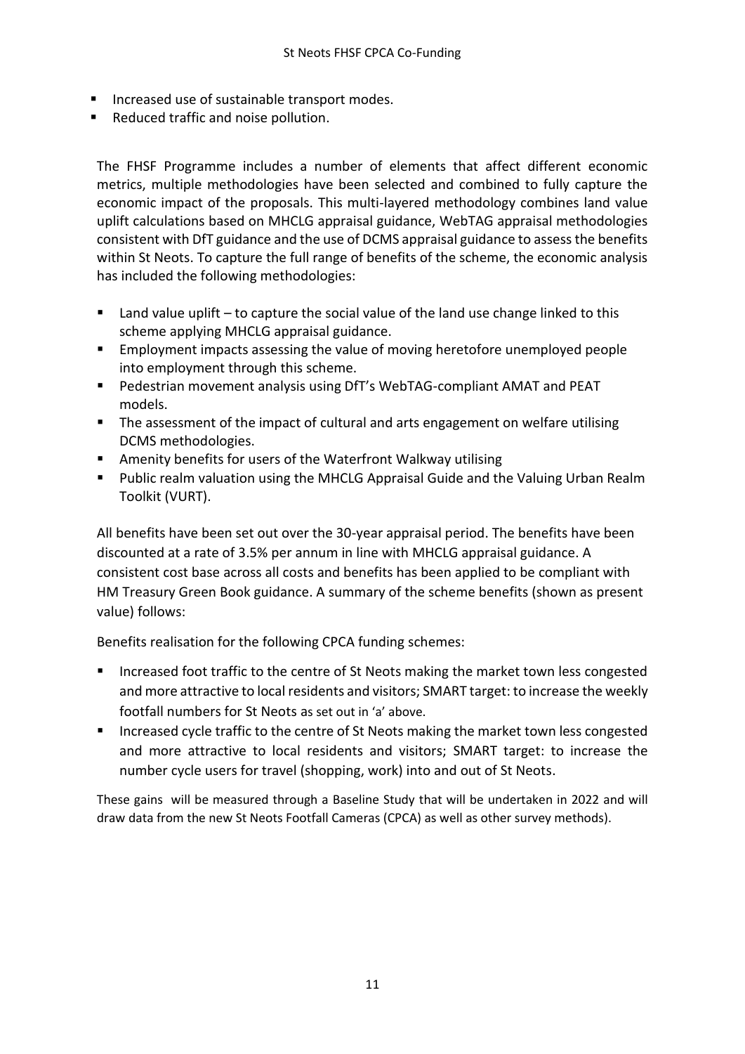- Increased use of sustainable transport modes.
- Reduced traffic and noise pollution.

The FHSF Programme includes a number of elements that affect different economic metrics, multiple methodologies have been selected and combined to fully capture the economic impact of the proposals. This multi-layered methodology combines land value uplift calculations based on MHCLG appraisal guidance, WebTAG appraisal methodologies consistent with DfT guidance and the use of DCMS appraisal guidance to assess the benefits within St Neots. To capture the full range of benefits of the scheme, the economic analysis has included the following methodologies:

- Land value uplift – to capture the social value of the land use change linked to this scheme applying MHCLG appraisal guidance.
- Employment impacts assessing the value of moving heretofore unemployed people into employment through this scheme.
- Pedestrian movement analysis using DfT's WebTAG-compliant AMAT and PEAT models.
- The assessment of the impact of cultural and arts engagement on welfare utilising DCMS methodologies.
- Amenity benefits for users of the Waterfront Walkway utilising
- Public realm valuation using the MHCLG Appraisal Guide and the Valuing Urban Realm Toolkit (VURT).

All benefits have been set out over the 30-year appraisal period. The benefits have been discounted at a rate of 3.5% per annum in line with MHCLG appraisal guidance. A consistent cost base across all costs and benefits has been applied to be compliant with HM Treasury Green Book guidance. A summary of the scheme benefits (shown as present value) follows:

Benefits realisation for the following CPCA funding schemes:

- Increased foot traffic to the centre of St Neots making the market town less congested and more attractive to local residents and visitors; SMART target: to increase the weekly footfall numbers for St Neots as set out in 'a' above.
- Increased cycle traffic to the centre of St Neots making the market town less congested and more attractive to local residents and visitors; SMART target: to increase the number cycle users for travel (shopping, work) into and out of St Neots.

These gains will be measured through a Baseline Study that will be undertaken in 2022 and will draw data from the new St Neots Footfall Cameras (CPCA) as well as other survey methods).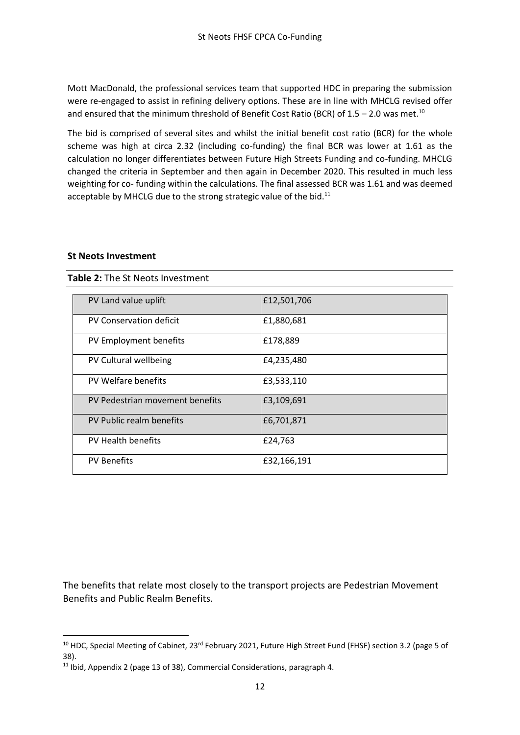Mott MacDonald, the professional services team that supported HDC in preparing the submission were re-engaged to assist in refining delivery options. These are in line with MHCLG revised offer and ensured that the minimum threshold of Benefit Cost Ratio (BCR) of 1.5 – 2.0 was met.[10]

The bid is comprised of several sites and whilst the initial benefit cost ratio (BCR) for the whole scheme was high at circa 2.32 (including co-funding) the final BCR was lower at 1.61 as the calculation no longer differentiates between Future High Streets Funding and co-funding. MHCLG changed the criteria in September and then again in December 2020. This resulted in much less weighting for co- funding within the calculations. The final assessed BCR was 1.61 and was deemed acceptable by MHCLG due to the strong strategic value of the bid.[11]

**St Neots Investment**

**Table 2:** The St Neots Investment

| | |
|---|---|
| PV Land value uplift | £12,501,706 |
| PV Conservation deficit | £1,880,681 |
| PV Employment benefits | £178,889 |
| PV Cultural wellbeing | £4,235,480 |
| PV Welfare benefits | £3,533,110 |
| PV Pedestrian movement benefits | £3,109,691 |
| PV Public realm benefits | £6,701,871 |
| PV Health benefits | £24,763 |
| PV Benefits | £32,166,191 |

The benefits that relate most closely to the transport projects are Pedestrian Movement Benefits and Public Realm Benefits.

[10] HDC, Special Meeting of Cabinet, 23rd February 2021, Future High Street Fund (FHSF) section 3.2 (page 5 of 38).

[11] Ibid, Appendix 2 (page 13 of 38), Commercial Considerations, paragraph 4.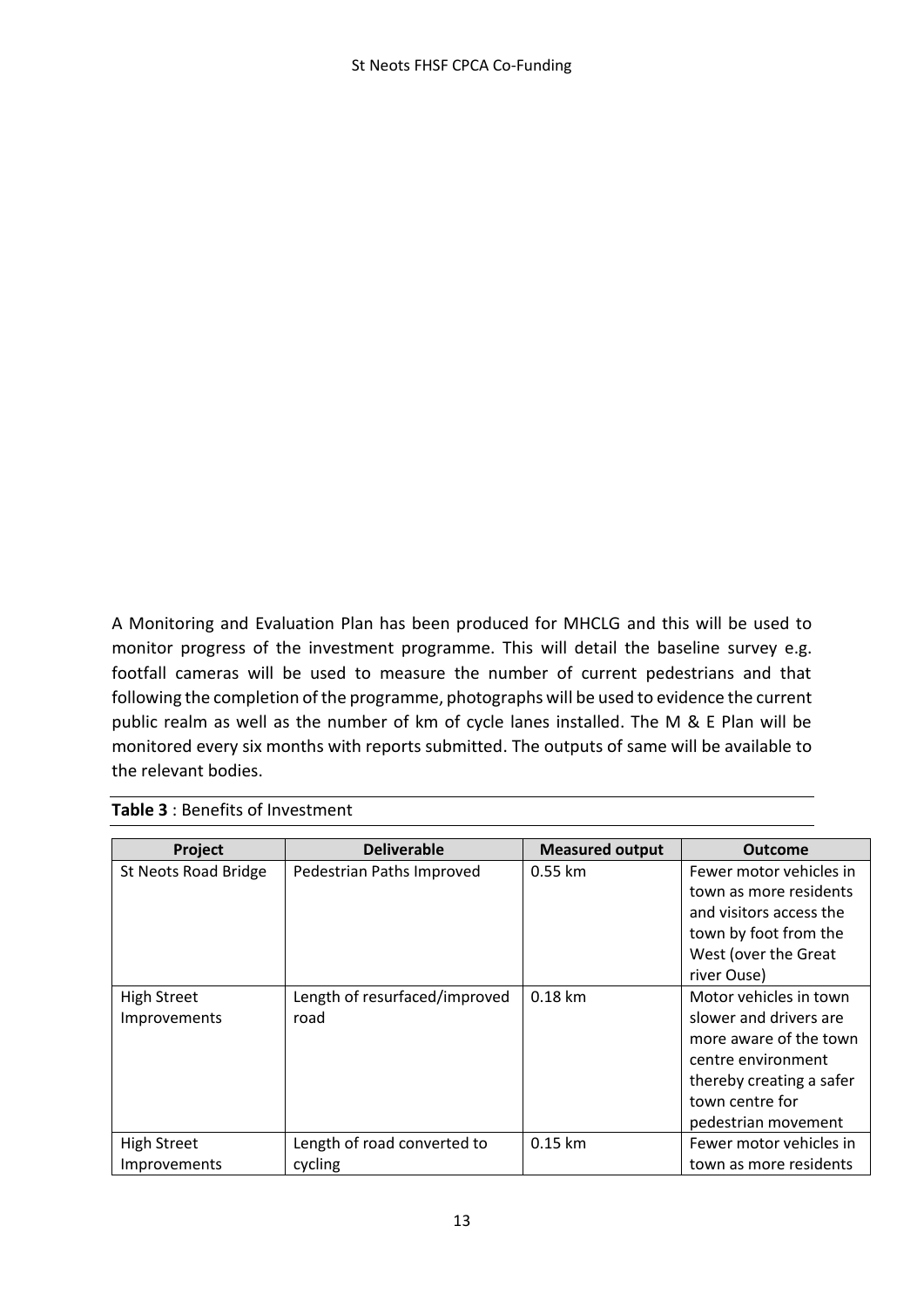A Monitoring and Evaluation Plan has been produced for MHCLG and this will be used to monitor progress of the investment programme. This will detail the baseline survey e.g. footfall cameras will be used to measure the number of current pedestrians and that following the completion of the programme, photographs will be used to evidence the current public realm as well as the number of km of cycle lanes installed. The M & E Plan will be monitored every six months with reports submitted. The outputs of same will be available to the relevant bodies.

**Table 3** : Benefits of Investment

| Project | Deliverable | Measured output | Outcome |
|---|---|---|---|
| St Neots Road Bridge | Pedestrian Paths Improved | 0.55 km | Fewer motor vehicles in town as more residents and visitors access the town by foot from the West (over the Great river Ouse) |
| High Street Improvements | Length of resurfaced/improved road | 0.18 km | Motor vehicles in town slower and drivers are more aware of the town centre environment thereby creating a safer town centre for pedestrian movement |
| High Street Improvements | Length of road converted to cycling | 0.15 km | Fewer motor vehicles in town as more residents |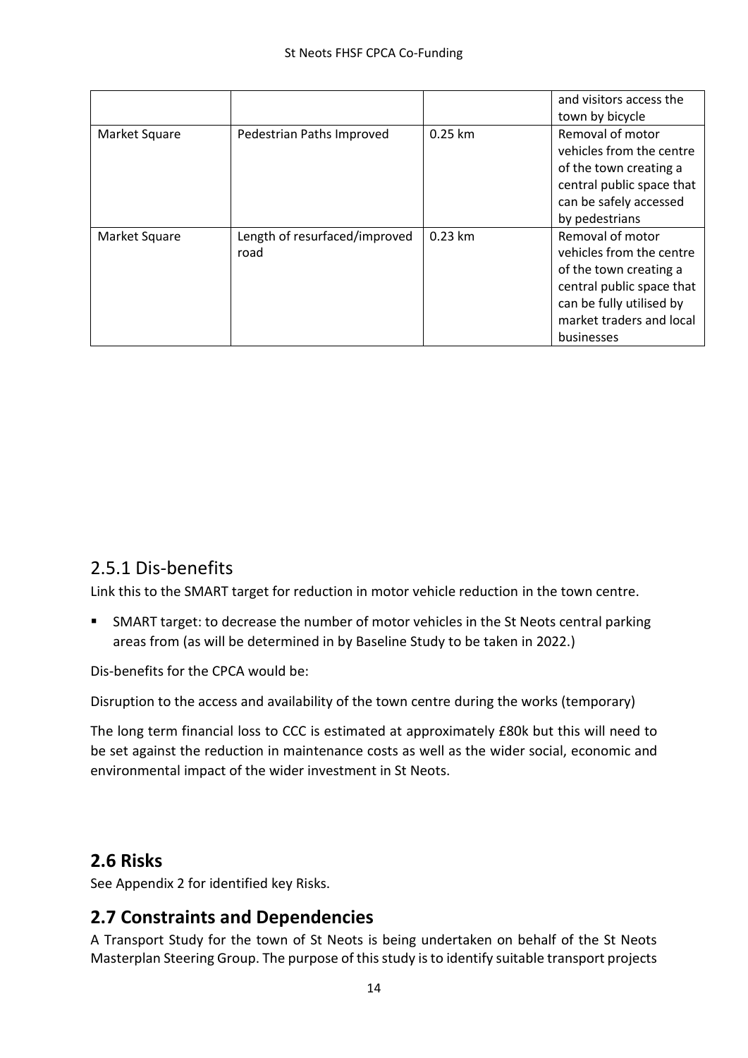| | | | and visitors access the town by bicycle |
|---|---|---|---|
| Market Square | Pedestrian Paths Improved | 0.25 km | Removal of motor vehicles from the centre of the town creating a central public space that can be safely accessed by pedestrians |
| Market Square | Length of resurfaced/improved road | 0.23 km | Removal of motor vehicles from the centre of the town creating a central public space that can be fully utilised by market traders and local businesses |

## 2.5.1 Dis-benefits

Link this to the SMART target for reduction in motor vehicle reduction in the town centre.

- SMART target: to decrease the number of motor vehicles in the St Neots central parking areas from (as will be determined in by Baseline Study to be taken in 2022.)

Dis-benefits for the CPCA would be:

Disruption to the access and availability of the town centre during the works (temporary)

The long term financial loss to CCC is estimated at approximately £80k but this will need to be set against the reduction in maintenance costs as well as the wider social, economic and environmental impact of the wider investment in St Neots.

## **2.6 Risks**

See Appendix 2 for identified key Risks.

## **2.7 Constraints and Dependencies**

A Transport Study for the town of St Neots is being undertaken on behalf of the St Neots Masterplan Steering Group. The purpose of this study is to identify suitable transport projects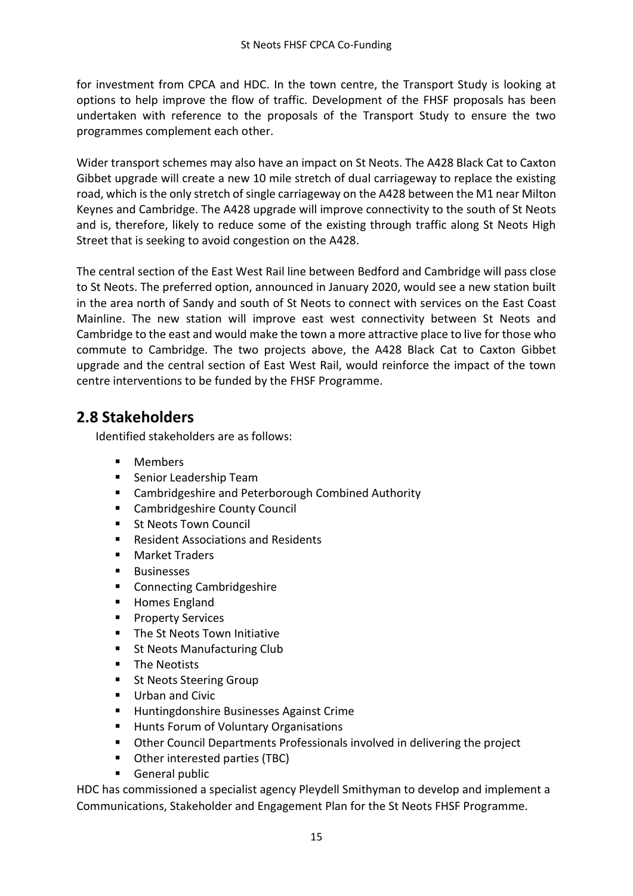for investment from CPCA and HDC. In the town centre, the Transport Study is looking at options to help improve the flow of traffic. Development of the FHSF proposals has been undertaken with reference to the proposals of the Transport Study to ensure the two programmes complement each other.

Wider transport schemes may also have an impact on St Neots. The A428 Black Cat to Caxton Gibbet upgrade will create a new 10 mile stretch of dual carriageway to replace the existing road, which is the only stretch of single carriageway on the A428 between the M1 near Milton Keynes and Cambridge. The A428 upgrade will improve connectivity to the south of St Neots and is, therefore, likely to reduce some of the existing through traffic along St Neots High Street that is seeking to avoid congestion on the A428.

The central section of the East West Rail line between Bedford and Cambridge will pass close to St Neots. The preferred option, announced in January 2020, would see a new station built in the area north of Sandy and south of St Neots to connect with services on the East Coast Mainline. The new station will improve east west connectivity between St Neots and Cambridge to the east and would make the town a more attractive place to live for those who commute to Cambridge. The two projects above, the A428 Black Cat to Caxton Gibbet upgrade and the central section of East West Rail, would reinforce the impact of the town centre interventions to be funded by the FHSF Programme.

## 2.8 Stakeholders

Identified stakeholders are as follows:

- Members
- Senior Leadership Team
- Cambridgeshire and Peterborough Combined Authority
- Cambridgeshire County Council
- St Neots Town Council
- Resident Associations and Residents
- Market Traders
- Businesses
- Connecting Cambridgeshire
- Homes England
- Property Services
- The St Neots Town Initiative
- St Neots Manufacturing Club
- The Neotists
- St Neots Steering Group
- Urban and Civic
- Huntingdonshire Businesses Against Crime
- Hunts Forum of Voluntary Organisations
- Other Council Departments Professionals involved in delivering the project
- Other interested parties (TBC)
- General public

HDC has commissioned a specialist agency Pleydell Smithyman to develop and implement a Communications, Stakeholder and Engagement Plan for the St Neots FHSF Programme.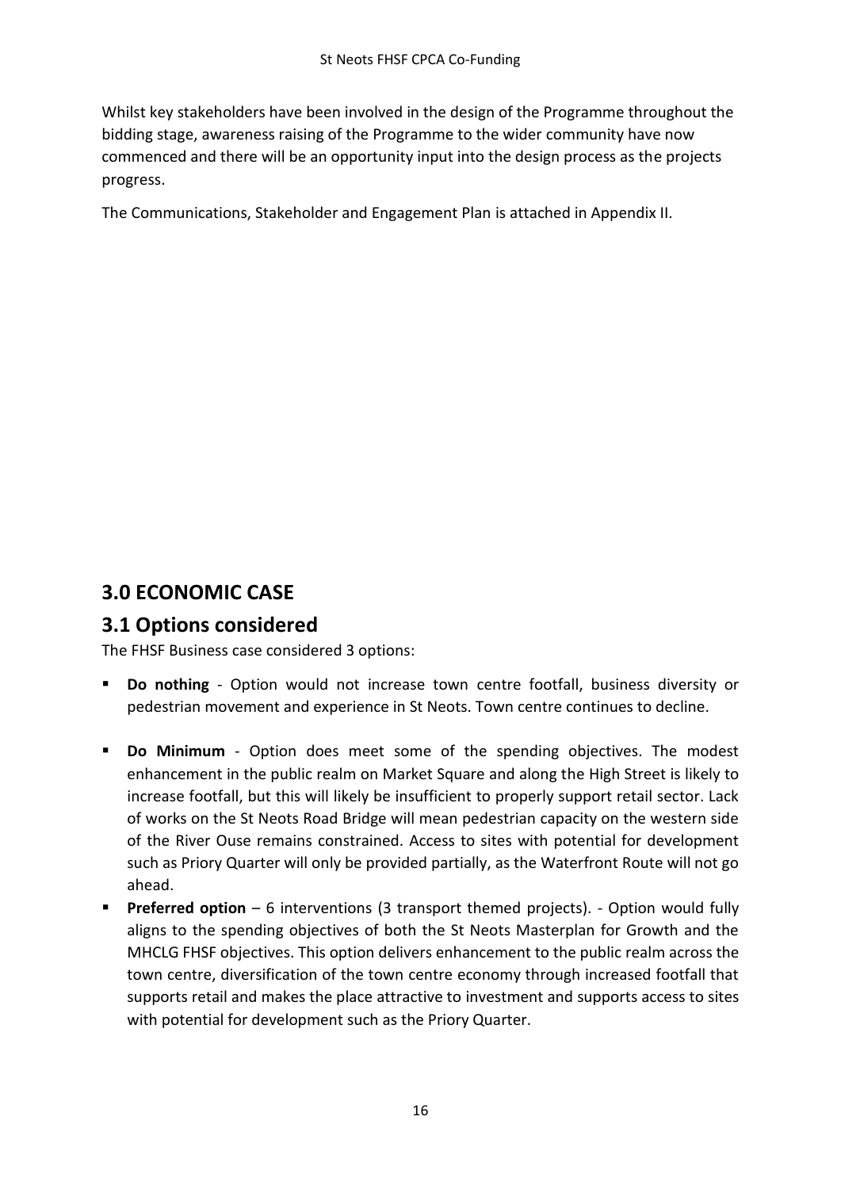Whilst key stakeholders have been involved in the design of the Programme throughout the bidding stage, awareness raising of the Programme to the wider community have now commenced and there will be an opportunity input into the design process as the projects progress.

The Communications, Stakeholder and Engagement Plan is attached in Appendix II.

# 3.0 ECONOMIC CASE

## 3.1 Options considered

The FHSF Business case considered 3 options:

- **Do nothing** - Option would not increase town centre footfall, business diversity or pedestrian movement and experience in St Neots. Town centre continues to decline.
- **Do Minimum** - Option does meet some of the spending objectives. The modest enhancement in the public realm on Market Square and along the High Street is likely to increase footfall, but this will likely be insufficient to properly support retail sector. Lack of works on the St Neots Road Bridge will mean pedestrian capacity on the western side of the River Ouse remains constrained. Access to sites with potential for development such as Priory Quarter will only be provided partially, as the Waterfront Route will not go ahead.
- **Preferred option** – 6 interventions (3 transport themed projects). - Option would fully aligns to the spending objectives of both the St Neots Masterplan for Growth and the MHCLG FHSF objectives. This option delivers enhancement to the public realm across the town centre, diversification of the town centre economy through increased footfall that supports retail and makes the place attractive to investment and supports access to sites with potential for development such as the Priory Quarter.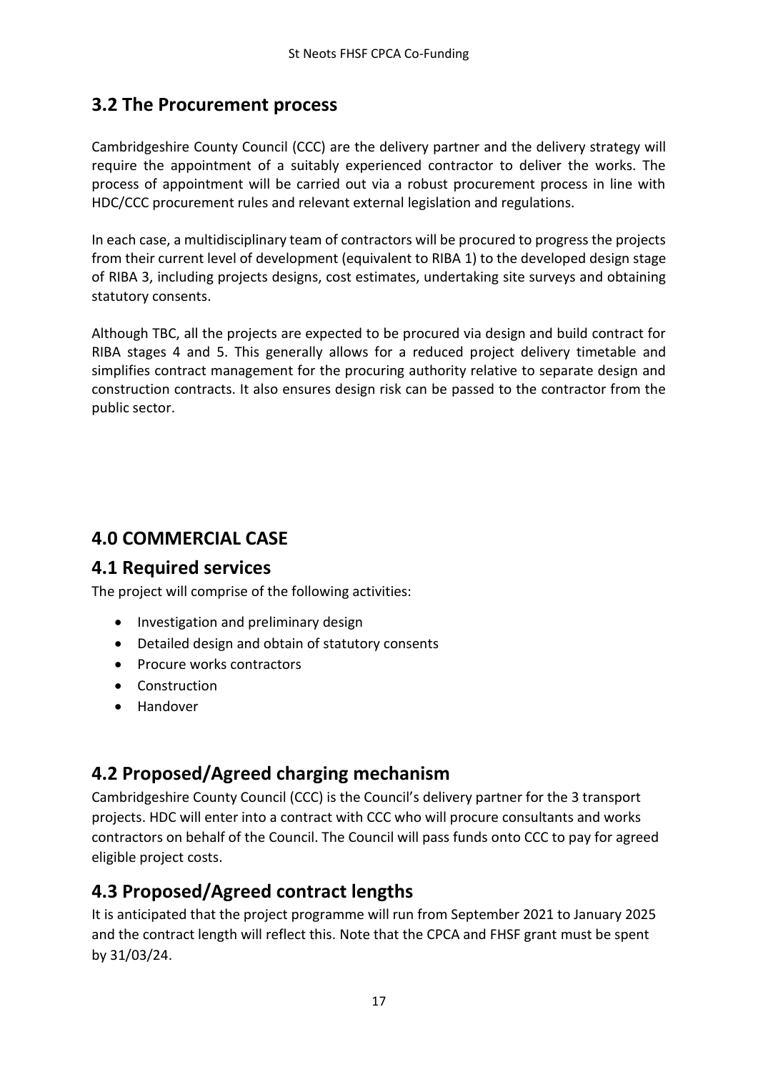## 3.2 The Procurement process

Cambridgeshire County Council (CCC) are the delivery partner and the delivery strategy will require the appointment of a suitably experienced contractor to deliver the works. The process of appointment will be carried out via a robust procurement process in line with HDC/CCC procurement rules and relevant external legislation and regulations.

In each case, a multidisciplinary team of contractors will be procured to progress the projects from their current level of development (equivalent to RIBA 1) to the developed design stage of RIBA 3, including projects designs, cost estimates, undertaking site surveys and obtaining statutory consents.

Although TBC, all the projects are expected to be procured via design and build contract for RIBA stages 4 and 5. This generally allows for a reduced project delivery timetable and simplifies contract management for the procuring authority relative to separate design and construction contracts. It also ensures design risk can be passed to the contractor from the public sector.

# 4.0 COMMERCIAL CASE

## 4.1 Required services

The project will comprise of the following activities:

- Investigation and preliminary design
- Detailed design and obtain of statutory consents
- Procure works contractors
- Construction
- Handover

## 4.2 Proposed/Agreed charging mechanism

Cambridgeshire County Council (CCC) is the Council's delivery partner for the 3 transport projects. HDC will enter into a contract with CCC who will procure consultants and works contractors on behalf of the Council. The Council will pass funds onto CCC to pay for agreed eligible project costs.

## 4.3 Proposed/Agreed contract lengths

It is anticipated that the project programme will run from September 2021 to January 2025 and the contract length will reflect this. Note that the CPCA and FHSF grant must be spent by 31/03/24.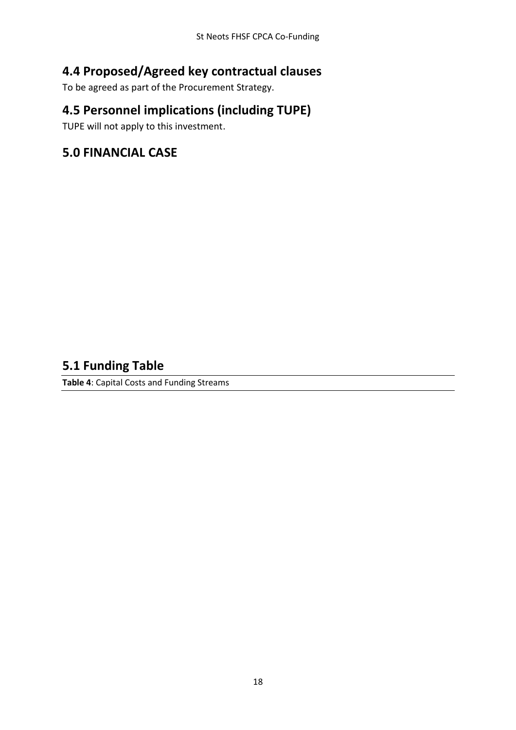## 4.4 Proposed/Agreed key contractual clauses

To be agreed as part of the Procurement Strategy.

## 4.5 Personnel implications (including TUPE)

TUPE will not apply to this investment.

## 5.0 FINANCIAL CASE

## 5.1 Funding Table

**Table 4**: Capital Costs and Funding Streams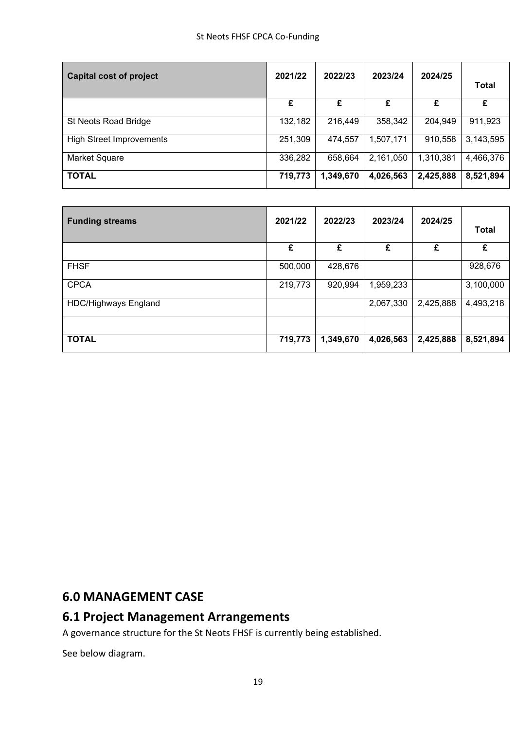| Capital cost of project | 2021/22 | 2022/23 | 2023/24 | 2024/25 | Total |
|---|---|---|---|---|---|
| | £ | £ | £ | £ | £ |
| St Neots Road Bridge | 132,182 | 216,449 | 358,342 | 204,949 | 911,923 |
| High Street Improvements | 251,309 | 474,557 | 1,507,171 | 910,558 | 3,143,595 |
| Market Square | 336,282 | 658,664 | 2,161,050 | 1,310,381 | 4,466,376 |
| **TOTAL** | **719,773** | **1,349,670** | **4,026,563** | **2,425,888** | **8,521,894** |

| Funding streams | 2021/22 | 2022/23 | 2023/24 | 2024/25 | Total |
|---|---|---|---|---|---|
| | £ | £ | £ | £ | £ |
| FHSF | 500,000 | 428,676 | | | 928,676 |
| CPCA | 219,773 | 920,994 | 1,959,233 | | 3,100,000 |
| HDC/Highways England | | | 2,067,330 | 2,425,888 | 4,493,218 |
| | | | | | |
| **TOTAL** | **719,773** | **1,349,670** | **4,026,563** | **2,425,888** | **8,521,894** |

# 6.0 MANAGEMENT CASE

## 6.1 Project Management Arrangements

A governance structure for the St Neots FHSF is currently being established.

See below diagram.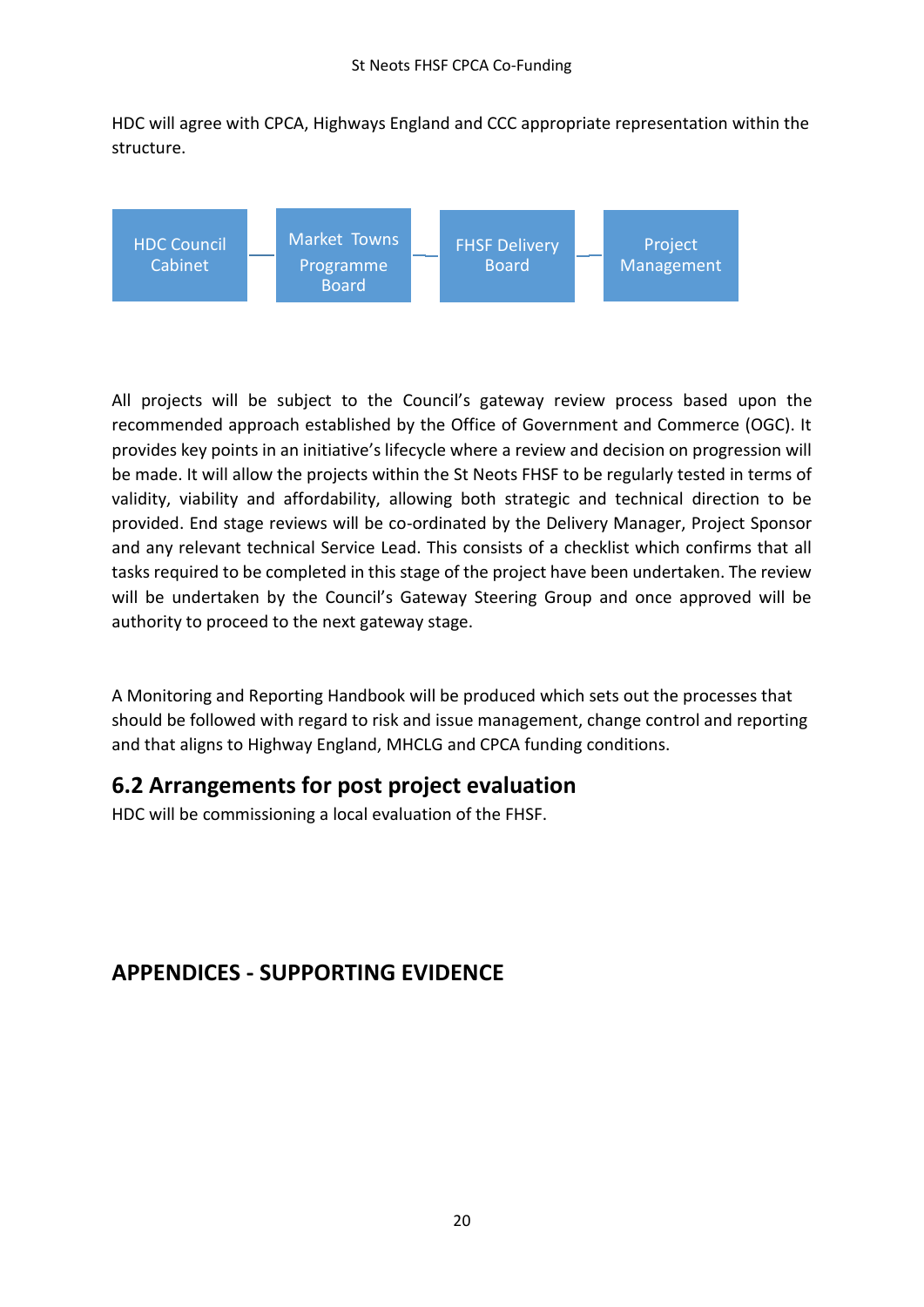HDC will agree with CPCA, Highways England and CCC appropriate representation within the structure.

HDC Council Cabinet — Market Towns Programme Board — FHSF Delivery Board — Project Management

All projects will be subject to the Council's gateway review process based upon the recommended approach established by the Office of Government and Commerce (OGC). It provides key points in an initiative's lifecycle where a review and decision on progression will be made. It will allow the projects within the St Neots FHSF to be regularly tested in terms of validity, viability and affordability, allowing both strategic and technical direction to be provided. End stage reviews will be co-ordinated by the Delivery Manager, Project Sponsor and any relevant technical Service Lead. This consists of a checklist which confirms that all tasks required to be completed in this stage of the project have been undertaken. The review will be undertaken by the Council's Gateway Steering Group and once approved will be authority to proceed to the next gateway stage.

A Monitoring and Reporting Handbook will be produced which sets out the processes that should be followed with regard to risk and issue management, change control and reporting and that aligns to Highway England, MHCLG and CPCA funding conditions.

## 6.2 Arrangements for post project evaluation

HDC will be commissioning a local evaluation of the FHSF.

## APPENDICES - SUPPORTING EVIDENCE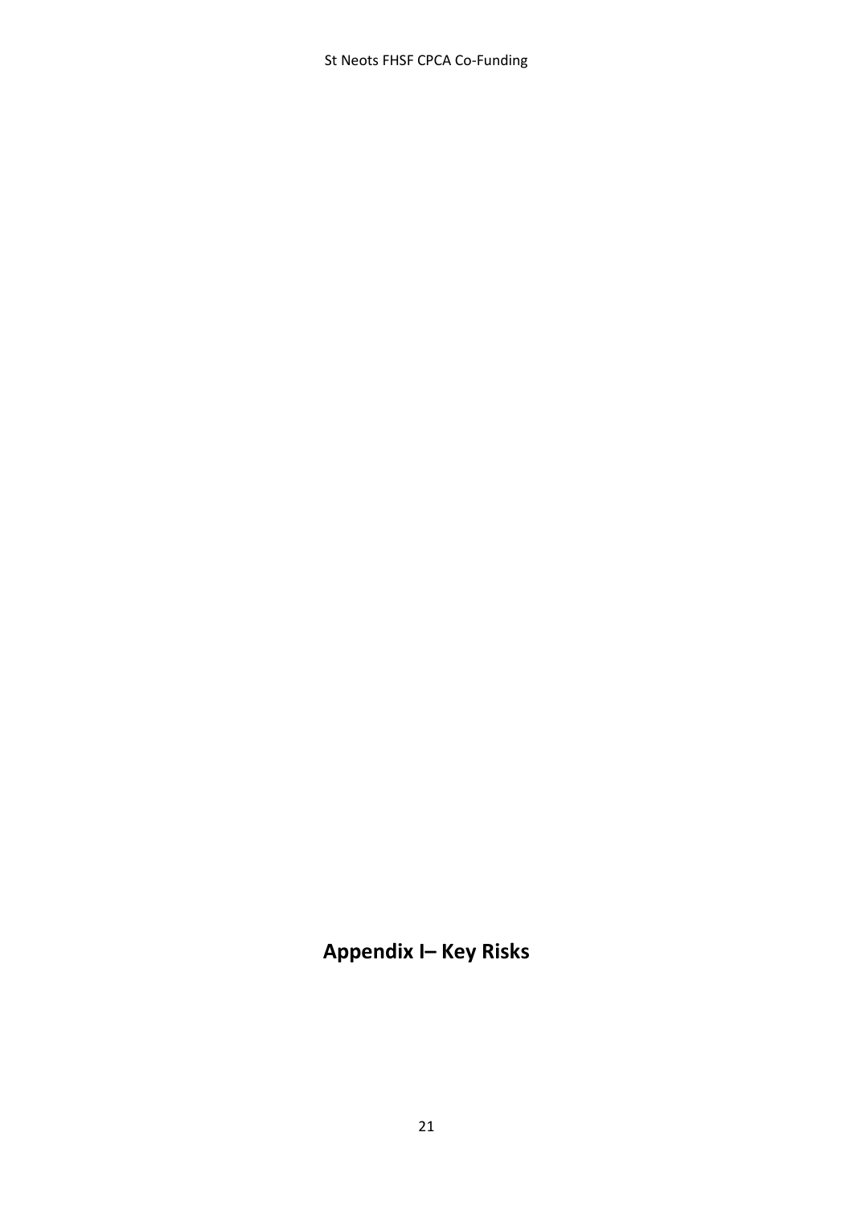# Appendix I– Key Risks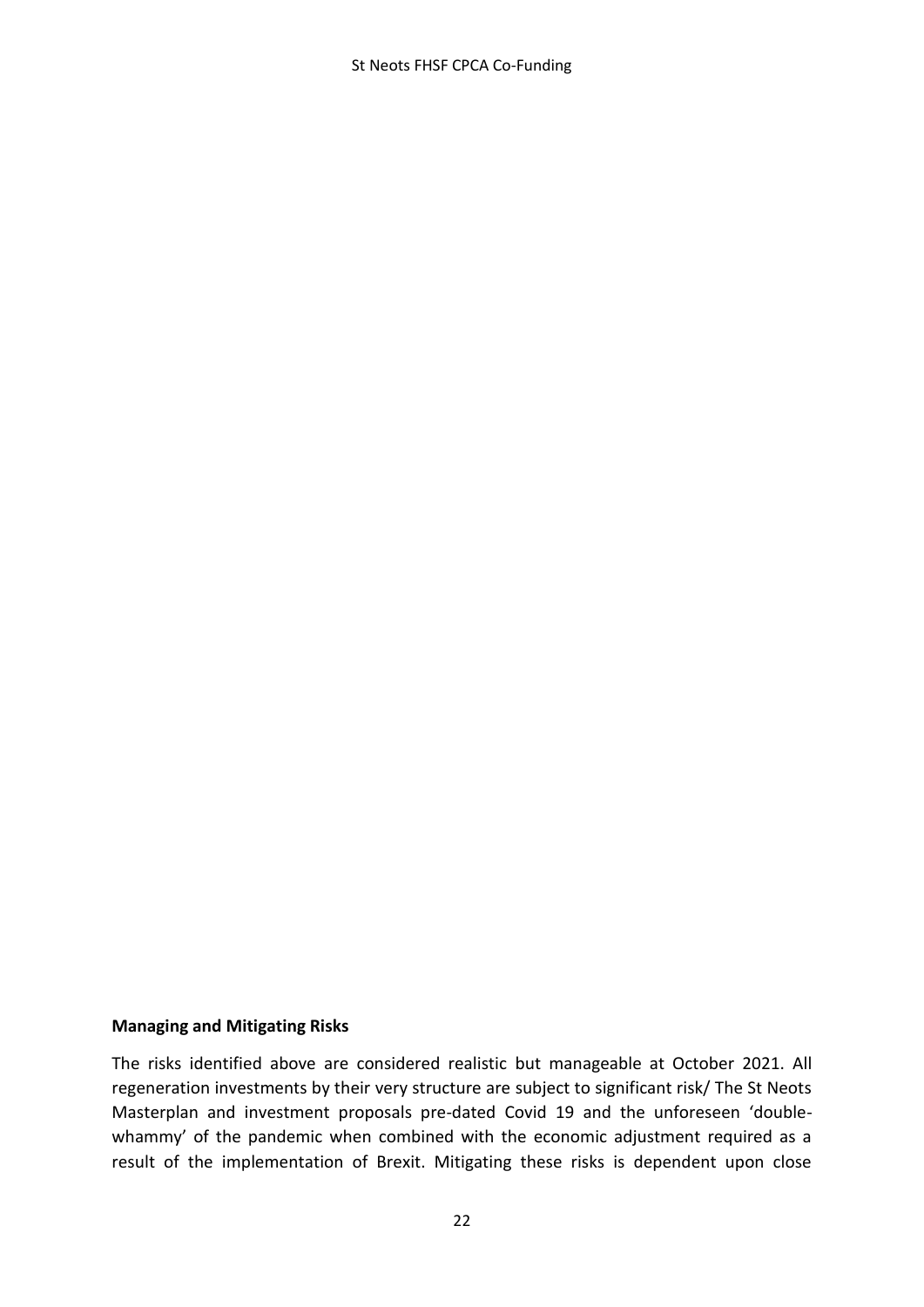**Managing and Mitigating Risks**

The risks identified above are considered realistic but manageable at October 2021. All regeneration investments by their very structure are subject to significant risk/ The St Neots Masterplan and investment proposals pre-dated Covid 19 and the unforeseen 'double-whammy' of the pandemic when combined with the economic adjustment required as a result of the implementation of Brexit. Mitigating these risks is dependent upon close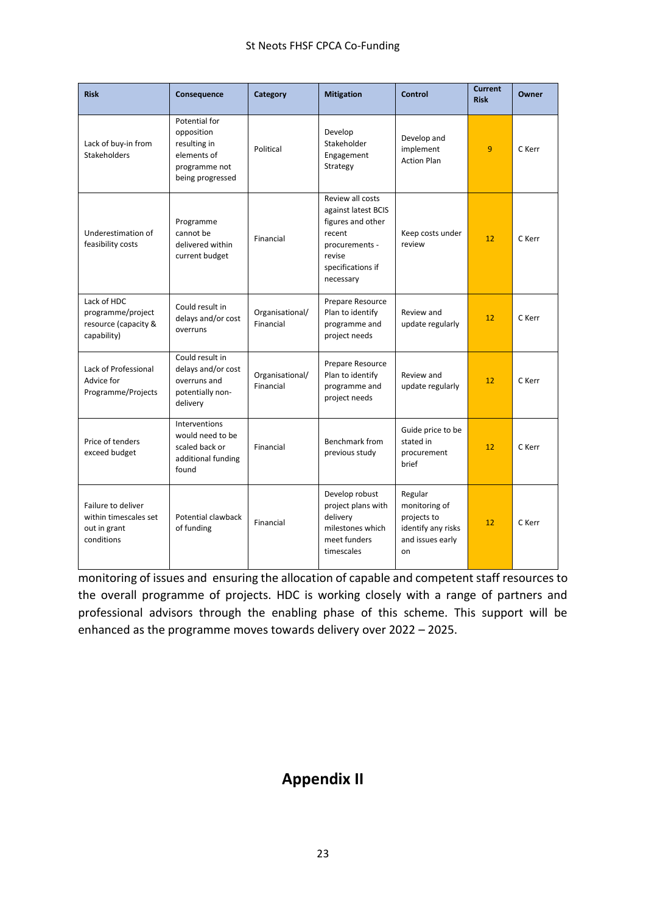| Risk | Consequence | Category | Mitigation | Control | Current Risk | Owner |
|---|---|---|---|---|---|---|
| Lack of buy-in from Stakeholders | Potential for opposition resulting in elements of programme not being progressed | Political | Develop Stakeholder Engagement Strategy | Develop and implement Action Plan | 9 | C Kerr |
| Underestimation of feasibility costs | Programme cannot be delivered within current budget | Financial | Review all costs against latest BCIS figures and other recent procurements - revise specifications if necessary | Keep costs under review | 12 | C Kerr |
| Lack of HDC programme/project resource (capacity & capability) | Could result in delays and/or cost overruns | Organisational/ Financial | Prepare Resource Plan to identify programme and project needs | Review and update regularly | 12 | C Kerr |
| Lack of Professional Advice for Programme/Projects | Could result in delays and/or cost overruns and potentially non-delivery | Organisational/ Financial | Prepare Resource Plan to identify programme and project needs | Review and update regularly | 12 | C Kerr |
| Price of tenders exceed budget | Interventions would need to be scaled back or additional funding found | Financial | Benchmark from previous study | Guide price to be stated in procurement brief | 12 | C Kerr |
| Failure to deliver within timescales set out in grant conditions | Potential clawback of funding | Financial | Develop robust project plans with delivery milestones which meet funders timescales | Regular monitoring of projects to identify any risks and issues early on | 12 | C Kerr |

monitoring of issues and ensuring the allocation of capable and competent staff resources to the overall programme of projects. HDC is working closely with a range of partners and professional advisors through the enabling phase of this scheme. This support will be enhanced as the programme moves towards delivery over 2022 – 2025.

# Appendix II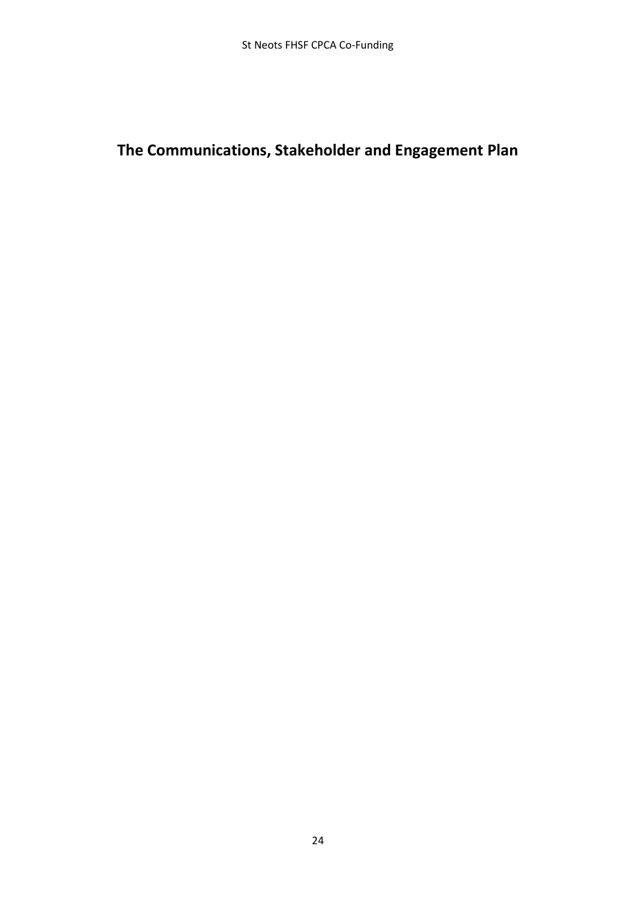# The Communications, Stakeholder and Engagement Plan